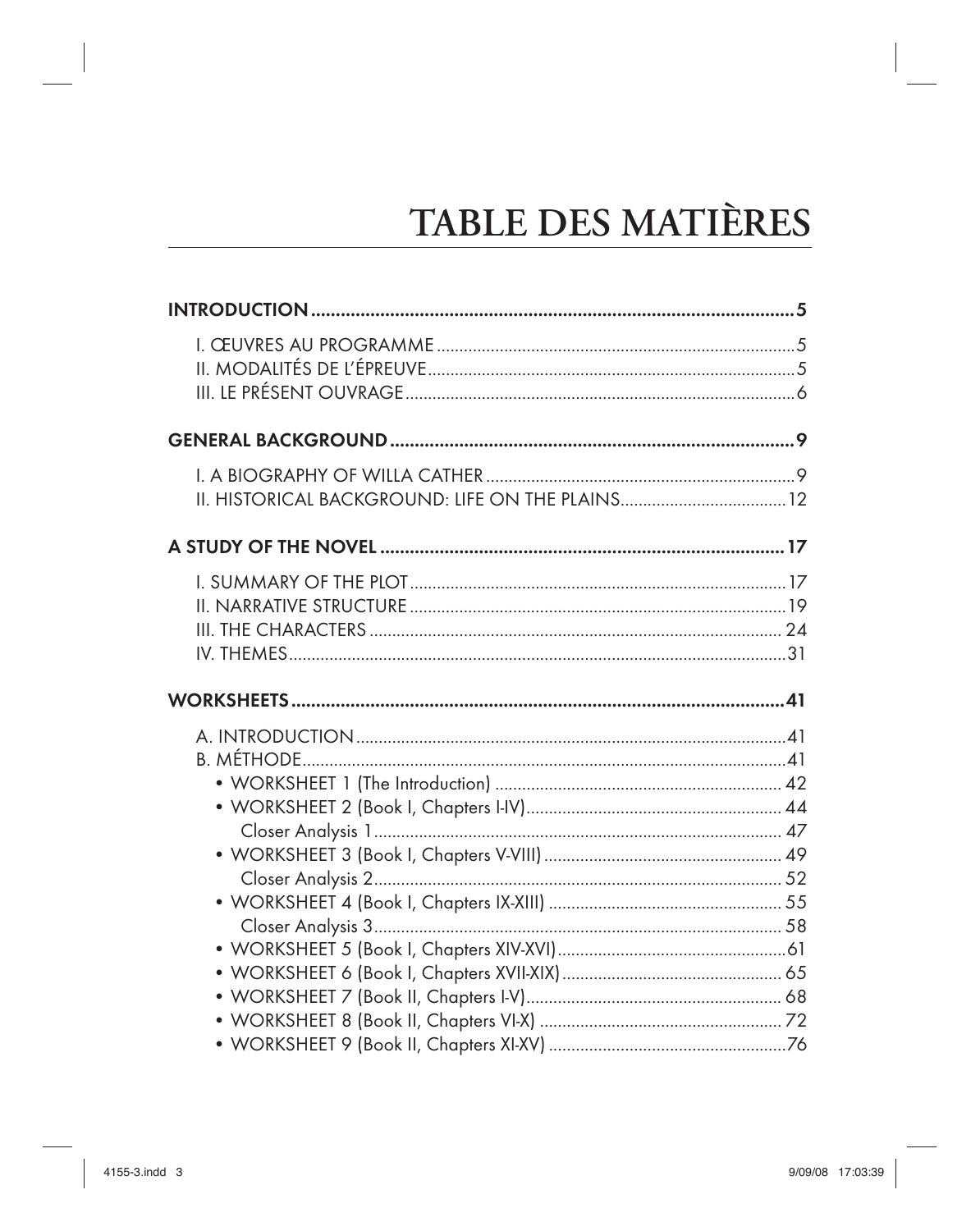# TABLE DES MATIÈRES

**INTRODUCTION** ........ 5

- I. ŒUVRES AU PROGRAMME ........ 5
- II. MODALITÉS DE L'ÉPREUVE ........ 5
- III. LE PRÉSENT OUVRAGE ........ 6

**GENERAL BACKGROUND** ........ 9

- I. A BIOGRAPHY OF WILLA CATHER ........ 9
- II. HISTORICAL BACKGROUND: LIFE ON THE PLAINS ........ 12

**A STUDY OF THE NOVEL** ........ 17

- I. SUMMARY OF THE PLOT ........ 17
- II. NARRATIVE STRUCTURE ........ 19
- III. THE CHARACTERS ........ 24
- IV. THEMES ........ 31

**WORKSHEETS** ........ 41

- A. INTRODUCTION ........ 41
- B. MÉTHODE ........ 41
  - • WORKSHEET 1 (The Introduction) ........ 42
  - • WORKSHEET 2 (Book I, Chapters I-IV) ........ 44
    - Closer Analysis 1 ........ 47
  - • WORKSHEET 3 (Book I, Chapters V-VIII) ........ 49
    - Closer Analysis 2 ........ 52
  - • WORKSHEET 4 (Book I, Chapters IX-XIII) ........ 55
    - Closer Analysis 3 ........ 58
  - • WORKSHEET 5 (Book I, Chapters XIV-XVI) ........ 61
  - • WORKSHEET 6 (Book I, Chapters XVII-XIX) ........ 65
  - • WORKSHEET 7 (Book II, Chapters I-V) ........ 68
  - • WORKSHEET 8 (Book II, Chapters VI-X) ........ 72
  - • WORKSHEET 9 (Book II, Chapters XI-XV) ........ 76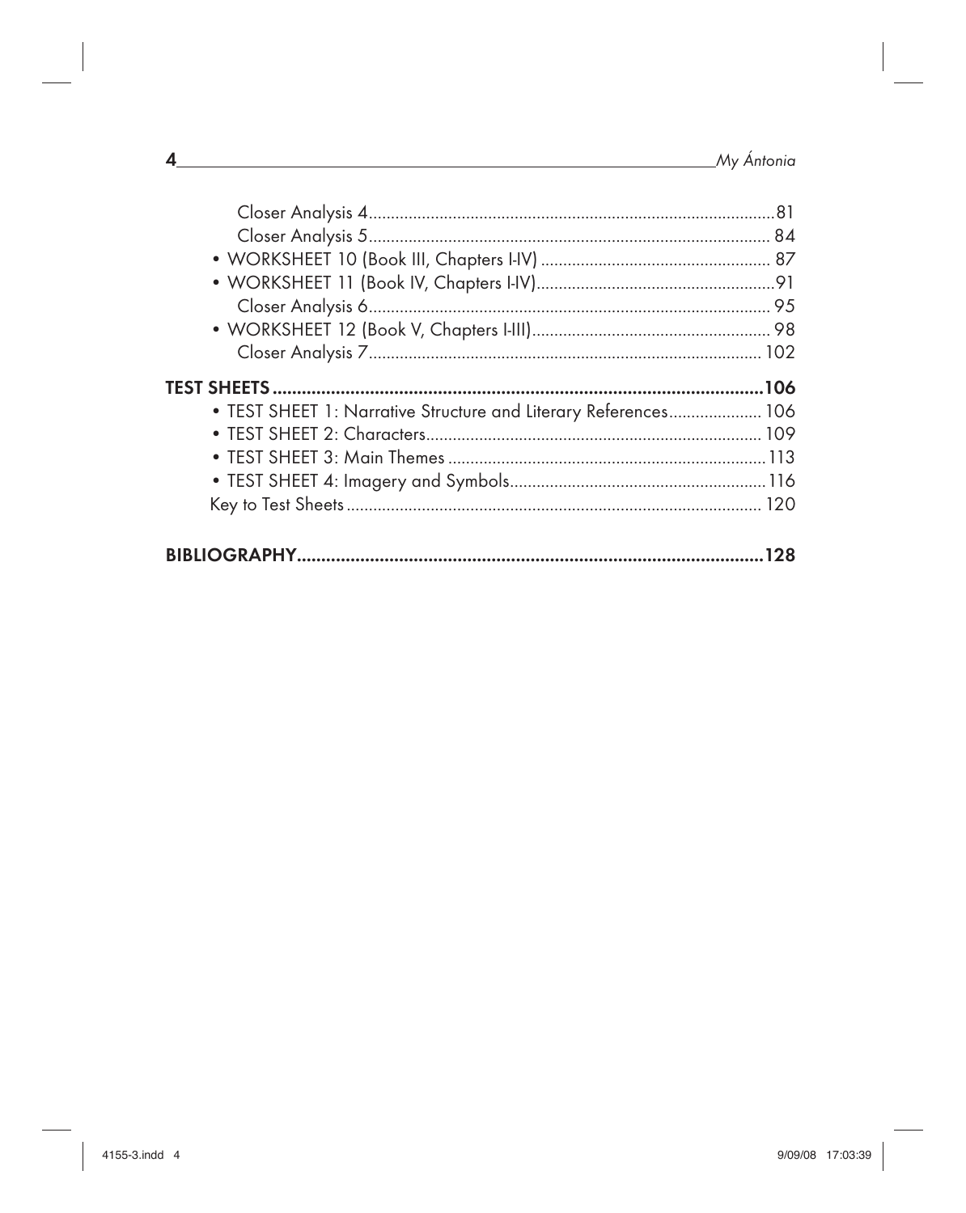Closer Analysis 4 ... 81
Closer Analysis 5 ... 84

- WORKSHEET 10 (Book III, Chapters I-IV) ... 87
- WORKSHEET 11 (Book IV, Chapters I-IV) ... 91

Closer Analysis 6 ... 95

- WORKSHEET 12 (Book V, Chapters I-III) ... 98

Closer Analysis 7 ... 102

**TEST SHEETS ... 106**

- TEST SHEET 1: Narrative Structure and Literary References ... 106
- TEST SHEET 2: Characters ... 109
- TEST SHEET 3: Main Themes ... 113
- TEST SHEET 4: Imagery and Symbols ... 116

Key to Test Sheets ... 120

**BIBLIOGRAPHY ... 128**